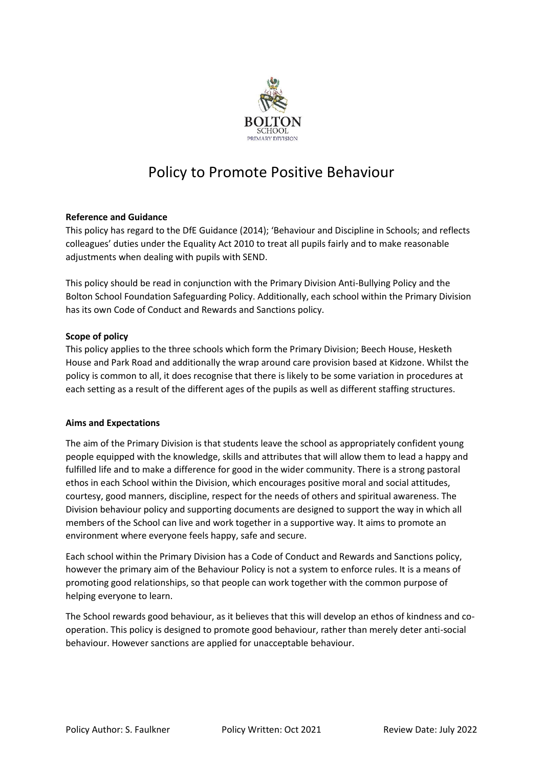# Policy to Promote Positive Behaviour

**Reference and Guidance**

This policy has regard to the DfE Guidance (2014); 'Behaviour and Discipline in Schools; and reflects colleagues' duties under the Equality Act 2010 to treat all pupils fairly and to make reasonable adjustments when dealing with pupils with SEND.

This policy should be read in conjunction with the Primary Division Anti-Bullying Policy and the Bolton School Foundation Safeguarding Policy. Additionally, each school within the Primary Division has its own Code of Conduct and Rewards and Sanctions policy.

**Scope of policy**

This policy applies to the three schools which form the Primary Division; Beech House, Hesketh House and Park Road and additionally the wrap around care provision based at Kidzone. Whilst the policy is common to all, it does recognise that there is likely to be some variation in procedures at each setting as a result of the different ages of the pupils as well as different staffing structures.

**Aims and Expectations**

The aim of the Primary Division is that students leave the school as appropriately confident young people equipped with the knowledge, skills and attributes that will allow them to lead a happy and fulfilled life and to make a difference for good in the wider community. There is a strong pastoral ethos in each School within the Division, which encourages positive moral and social attitudes, courtesy, good manners, discipline, respect for the needs of others and spiritual awareness. The Division behaviour policy and supporting documents are designed to support the way in which all members of the School can live and work together in a supportive way. It aims to promote an environment where everyone feels happy, safe and secure.

Each school within the Primary Division has a Code of Conduct and Rewards and Sanctions policy, however the primary aim of the Behaviour Policy is not a system to enforce rules. It is a means of promoting good relationships, so that people can work together with the common purpose of helping everyone to learn.

The School rewards good behaviour, as it believes that this will develop an ethos of kindness and co-operation. This policy is designed to promote good behaviour, rather than merely deter anti-social behaviour. However sanctions are applied for unacceptable behaviour.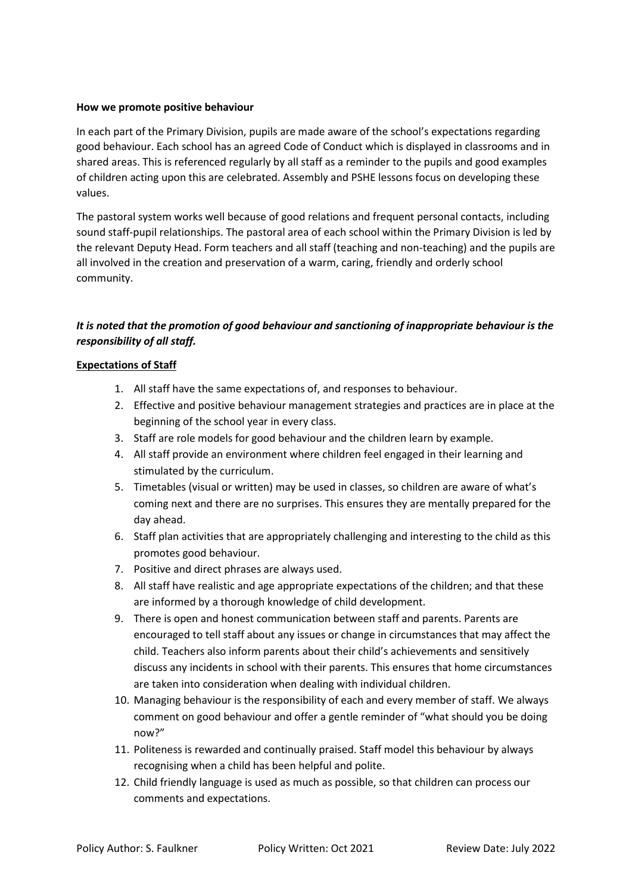**How we promote positive behaviour**

In each part of the Primary Division, pupils are made aware of the school's expectations regarding good behaviour. Each school has an agreed Code of Conduct which is displayed in classrooms and in shared areas. This is referenced regularly by all staff as a reminder to the pupils and good examples of children acting upon this are celebrated. Assembly and PSHE lessons focus on developing these values.

The pastoral system works well because of good relations and frequent personal contacts, including sound staff-pupil relationships. The pastoral area of each school within the Primary Division is led by the relevant Deputy Head. Form teachers and all staff (teaching and non-teaching) and the pupils are all involved in the creation and preservation of a warm, caring, friendly and orderly school community.

***It is noted that the promotion of good behaviour and sanctioning of inappropriate behaviour is the responsibility of all staff.***

**Expectations of Staff**

1. All staff have the same expectations of, and responses to behaviour.
2. Effective and positive behaviour management strategies and practices are in place at the beginning of the school year in every class.
3. Staff are role models for good behaviour and the children learn by example.
4. All staff provide an environment where children feel engaged in their learning and stimulated by the curriculum.
5. Timetables (visual or written) may be used in classes, so children are aware of what's coming next and there are no surprises. This ensures they are mentally prepared for the day ahead.
6. Staff plan activities that are appropriately challenging and interesting to the child as this promotes good behaviour.
7. Positive and direct phrases are always used.
8. All staff have realistic and age appropriate expectations of the children; and that these are informed by a thorough knowledge of child development.
9. There is open and honest communication between staff and parents. Parents are encouraged to tell staff about any issues or change in circumstances that may affect the child. Teachers also inform parents about their child's achievements and sensitively discuss any incidents in school with their parents. This ensures that home circumstances are taken into consideration when dealing with individual children.
10. Managing behaviour is the responsibility of each and every member of staff. We always comment on good behaviour and offer a gentle reminder of "what should you be doing now?"
11. Politeness is rewarded and continually praised. Staff model this behaviour by always recognising when a child has been helpful and polite.
12. Child friendly language is used as much as possible, so that children can process our comments and expectations.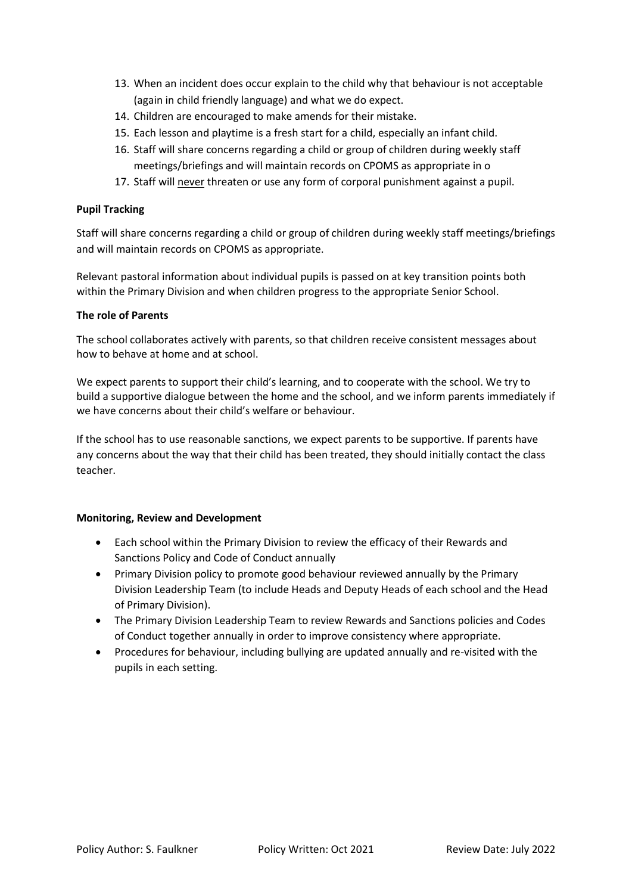13. When an incident does occur explain to the child why that behaviour is not acceptable (again in child friendly language) and what we do expect.
14. Children are encouraged to make amends for their mistake.
15. Each lesson and playtime is a fresh start for a child, especially an infant child.
16. Staff will share concerns regarding a child or group of children during weekly staff meetings/briefings and will maintain records on CPOMS as appropriate in o
17. Staff will never threaten or use any form of corporal punishment against a pupil.

**Pupil Tracking**

Staff will share concerns regarding a child or group of children during weekly staff meetings/briefings and will maintain records on CPOMS as appropriate.

Relevant pastoral information about individual pupils is passed on at key transition points both within the Primary Division and when children progress to the appropriate Senior School.

**The role of Parents**

The school collaborates actively with parents, so that children receive consistent messages about how to behave at home and at school.

We expect parents to support their child's learning, and to cooperate with the school. We try to build a supportive dialogue between the home and the school, and we inform parents immediately if we have concerns about their child's welfare or behaviour.

If the school has to use reasonable sanctions, we expect parents to be supportive. If parents have any concerns about the way that their child has been treated, they should initially contact the class teacher.

**Monitoring, Review and Development**

- Each school within the Primary Division to review the efficacy of their Rewards and Sanctions Policy and Code of Conduct annually
- Primary Division policy to promote good behaviour reviewed annually by the Primary Division Leadership Team (to include Heads and Deputy Heads of each school and the Head of Primary Division).
- The Primary Division Leadership Team to review Rewards and Sanctions policies and Codes of Conduct together annually in order to improve consistency where appropriate.
- Procedures for behaviour, including bullying are updated annually and re-visited with the pupils in each setting.

Policy Author: S. Faulkner Policy Written: Oct 2021 Review Date: July 2022